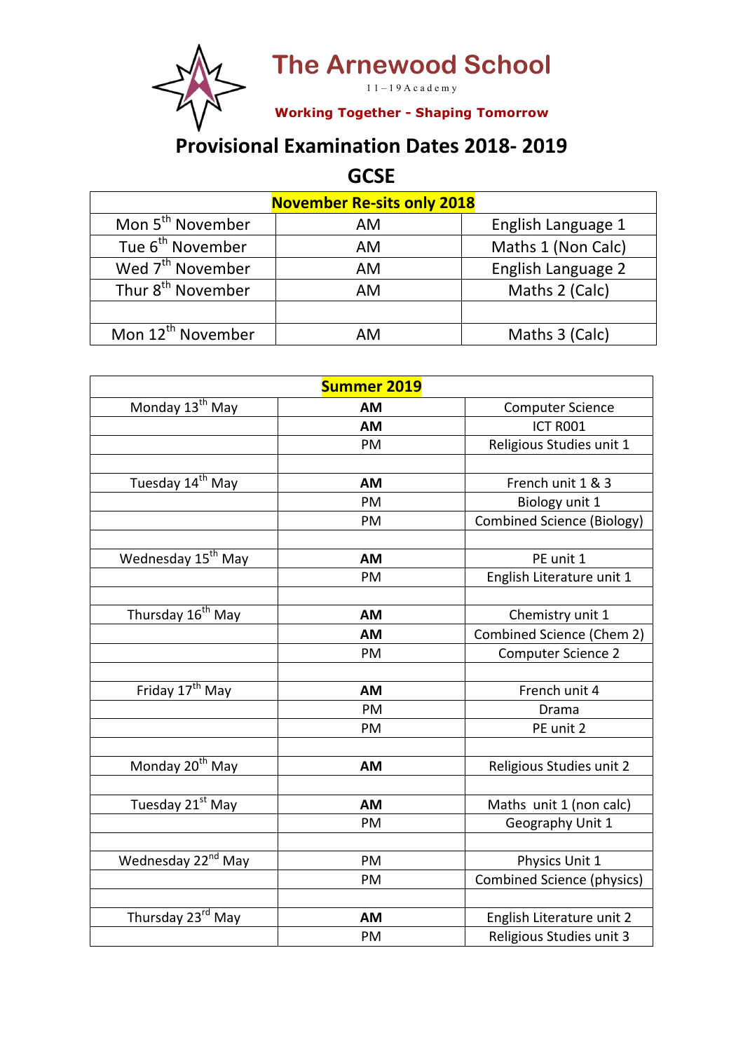# The Arnewood School

11 – 19 Academy

**Working Together - Shaping Tomorrow**

## Provisional Examination Dates 2018- 2019

## GCSE

| **November Re-sits only 2018** | | |
|---|---|---|
| Mon 5th November | AM | English Language 1 |
| Tue 6th November | AM | Maths 1 (Non Calc) |
| Wed 7th November | AM | English Language 2 |
| Thur 8th November | AM | Maths 2 (Calc) |
| | | |
| Mon 12th November | AM | Maths 3 (Calc) |

| **Summer 2019** | | |
|---|---|---|
| Monday 13th May | **AM** | Computer Science |
| | **AM** | ICT R001 |
| | PM | Religious Studies unit 1 |
| | | |
| Tuesday 14th May | **AM** | French unit 1 & 3 |
| | PM | Biology unit 1 |
| | PM | Combined Science (Biology) |
| | | |
| Wednesday 15th May | **AM** | PE unit 1 |
| | PM | English Literature unit 1 |
| | | |
| Thursday 16th May | **AM** | Chemistry unit 1 |
| | **AM** | Combined Science (Chem 2) |
| | PM | Computer Science 2 |
| | | |
| Friday 17th May | **AM** | French unit 4 |
| | PM | Drama |
| | PM | PE unit 2 |
| | | |
| Monday 20th May | **AM** | Religious Studies unit 2 |
| | | |
| Tuesday 21st May | **AM** | Maths unit 1 (non calc) |
| | PM | Geography Unit 1 |
| | | |
| Wednesday 22nd May | PM | Physics Unit 1 |
| | PM | Combined Science (physics) |
| | | |
| Thursday 23rd May | **AM** | English Literature unit 2 |
| | PM | Religious Studies unit 3 |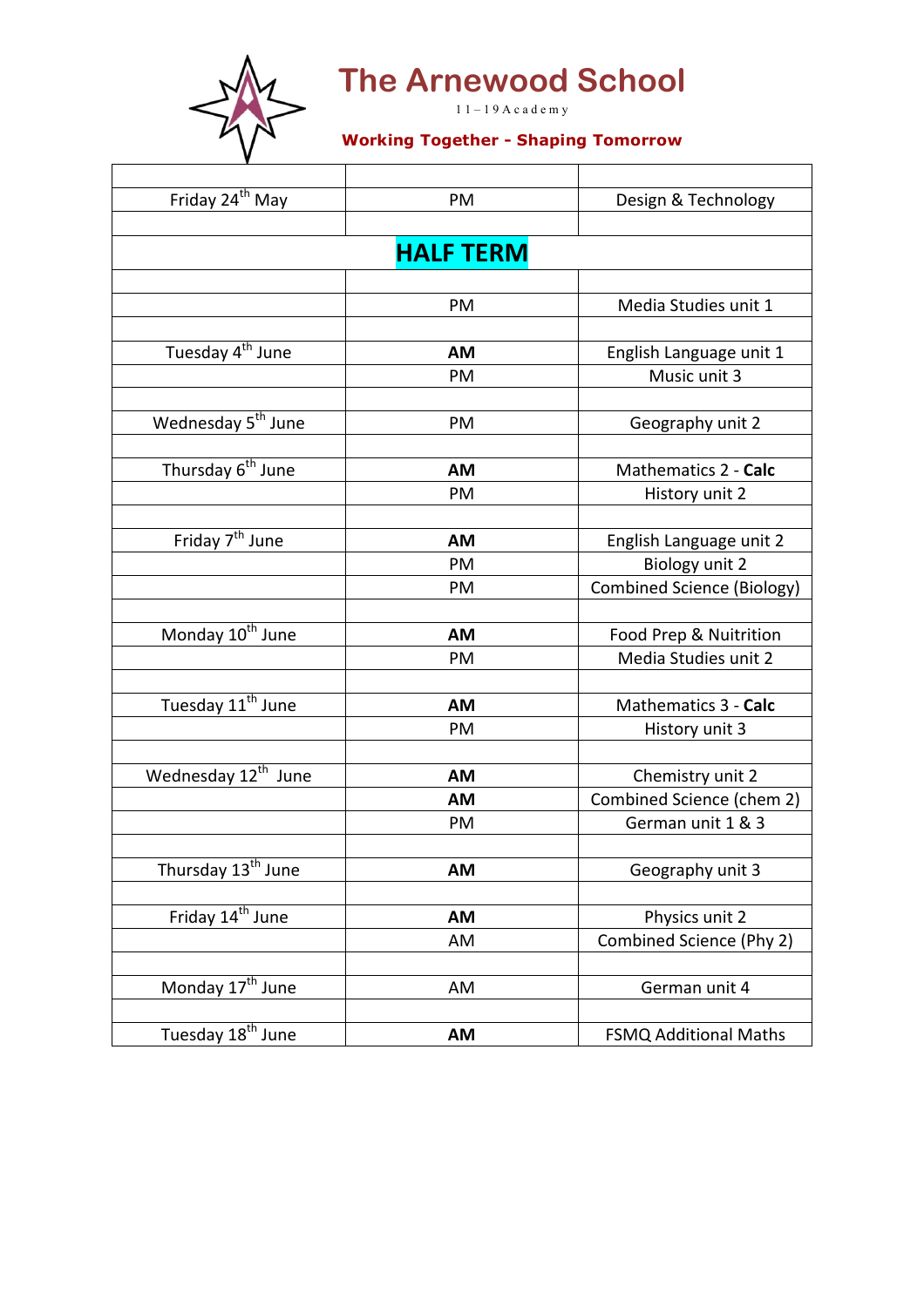# The Arnewood School

11 – 19 Academy

**Working Together - Shaping Tomorrow**

| | | |
|---|---|---|
| | | |
| Friday 24th May | PM | Design & Technology |
| | | |
| **HALF TERM** | | |
| | | |
| | PM | Media Studies unit 1 |
| | | |
| Tuesday 4th June | **AM** | English Language unit 1 |
| | PM | Music unit 3 |
| | | |
| Wednesday 5th June | PM | Geography unit 2 |
| | | |
| Thursday 6th June | **AM** | Mathematics 2 - **Calc** |
| | PM | History unit 2 |
| | | |
| Friday 7th June | **AM** | English Language unit 2 |
| | PM | Biology unit 2 |
| | PM | Combined Science (Biology) |
| | | |
| Monday 10th June | **AM** | Food Prep & Nuitrition |
| | PM | Media Studies unit 2 |
| | | |
| Tuesday 11th June | **AM** | Mathematics 3 - **Calc** |
| | PM | History unit 3 |
| | | |
| Wednesday 12th June | **AM** | Chemistry unit 2 |
| | **AM** | Combined Science (chem 2) |
| | PM | German unit 1 & 3 |
| | | |
| Thursday 13th June | **AM** | Geography unit 3 |
| | | |
| Friday 14th June | **AM** | Physics unit 2 |
| | AM | Combined Science (Phy 2) |
| | | |
| Monday 17th June | AM | German unit 4 |
| | | |
| Tuesday 18th June | **AM** | FSMQ Additional Maths |